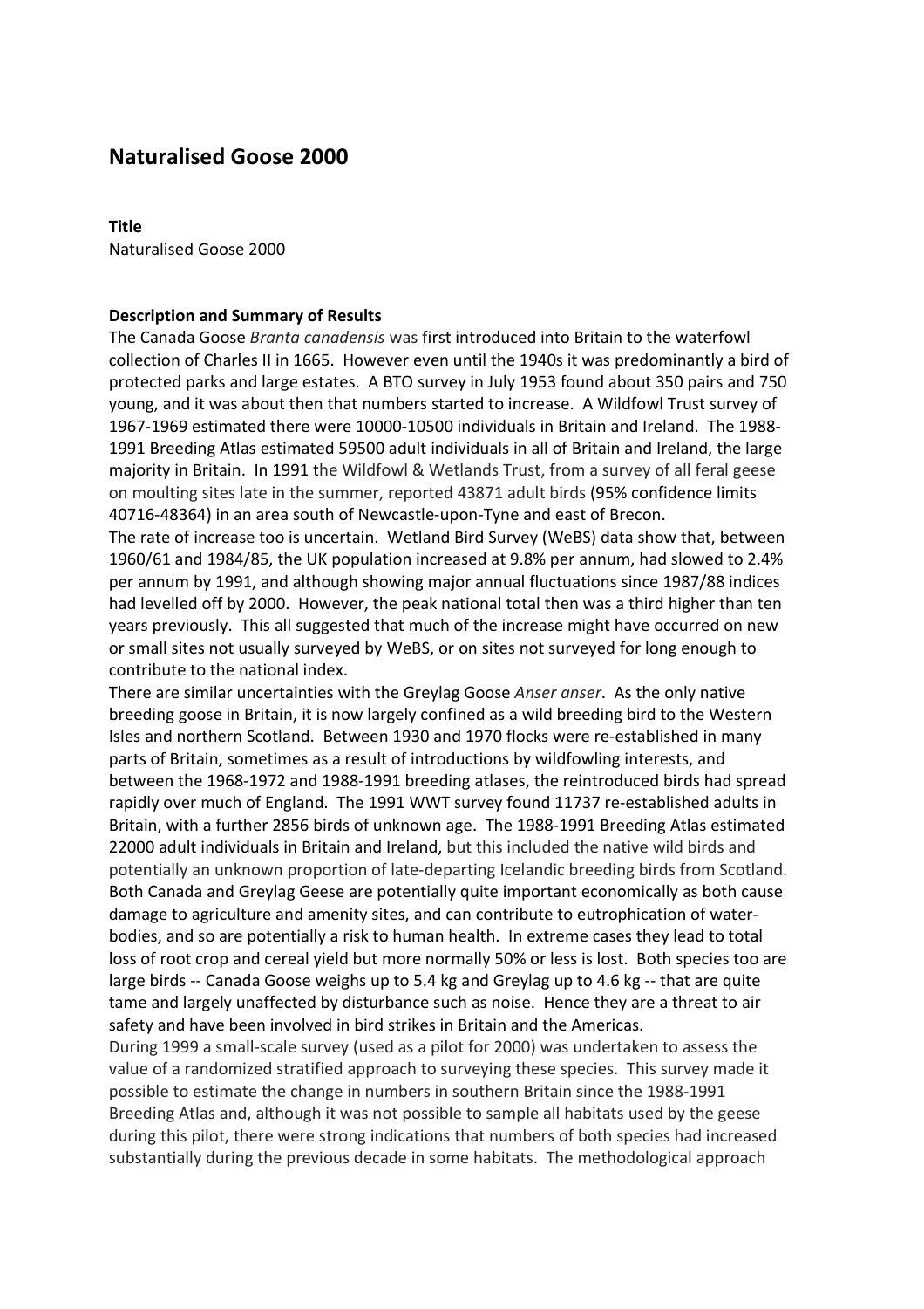# Naturalised Goose 2000

**Title**

Naturalised Goose 2000

**Description and Summary of Results**

The Canada Goose *Branta canadensis* was first introduced into Britain to the waterfowl collection of Charles II in 1665. However even until the 1940s it was predominantly a bird of protected parks and large estates. A BTO survey in July 1953 found about 350 pairs and 750 young, and it was about then that numbers started to increase. A Wildfowl Trust survey of 1967-1969 estimated there were 10000-10500 individuals in Britain and Ireland. The 1988-1991 Breeding Atlas estimated 59500 adult individuals in all of Britain and Ireland, the large majority in Britain. In 1991 the Wildfowl & Wetlands Trust, from a survey of all feral geese on moulting sites late in the summer, reported 43871 adult birds (95% confidence limits 40716-48364) in an area south of Newcastle-upon-Tyne and east of Brecon.

The rate of increase too is uncertain. Wetland Bird Survey (WeBS) data show that, between 1960/61 and 1984/85, the UK population increased at 9.8% per annum, had slowed to 2.4% per annum by 1991, and although showing major annual fluctuations since 1987/88 indices had levelled off by 2000. However, the peak national total then was a third higher than ten years previously. This all suggested that much of the increase might have occurred on new or small sites not usually surveyed by WeBS, or on sites not surveyed for long enough to contribute to the national index.

There are similar uncertainties with the Greylag Goose *Anser anser*. As the only native breeding goose in Britain, it is now largely confined as a wild breeding bird to the Western Isles and northern Scotland. Between 1930 and 1970 flocks were re-established in many parts of Britain, sometimes as a result of introductions by wildfowling interests, and between the 1968-1972 and 1988-1991 breeding atlases, the reintroduced birds had spread rapidly over much of England. The 1991 WWT survey found 11737 re-established adults in Britain, with a further 2856 birds of unknown age. The 1988-1991 Breeding Atlas estimated 22000 adult individuals in Britain and Ireland, but this included the native wild birds and potentially an unknown proportion of late-departing Icelandic breeding birds from Scotland.

Both Canada and Greylag Geese are potentially quite important economically as both cause damage to agriculture and amenity sites, and can contribute to eutrophication of water-bodies, and so are potentially a risk to human health. In extreme cases they lead to total loss of root crop and cereal yield but more normally 50% or less is lost. Both species too are large birds -- Canada Goose weighs up to 5.4 kg and Greylag up to 4.6 kg -- that are quite tame and largely unaffected by disturbance such as noise. Hence they are a threat to air safety and have been involved in bird strikes in Britain and the Americas.

During 1999 a small-scale survey (used as a pilot for 2000) was undertaken to assess the value of a randomized stratified approach to surveying these species. This survey made it possible to estimate the change in numbers in southern Britain since the 1988-1991 Breeding Atlas and, although it was not possible to sample all habitats used by the geese during this pilot, there were strong indications that numbers of both species had increased substantially during the previous decade in some habitats. The methodological approach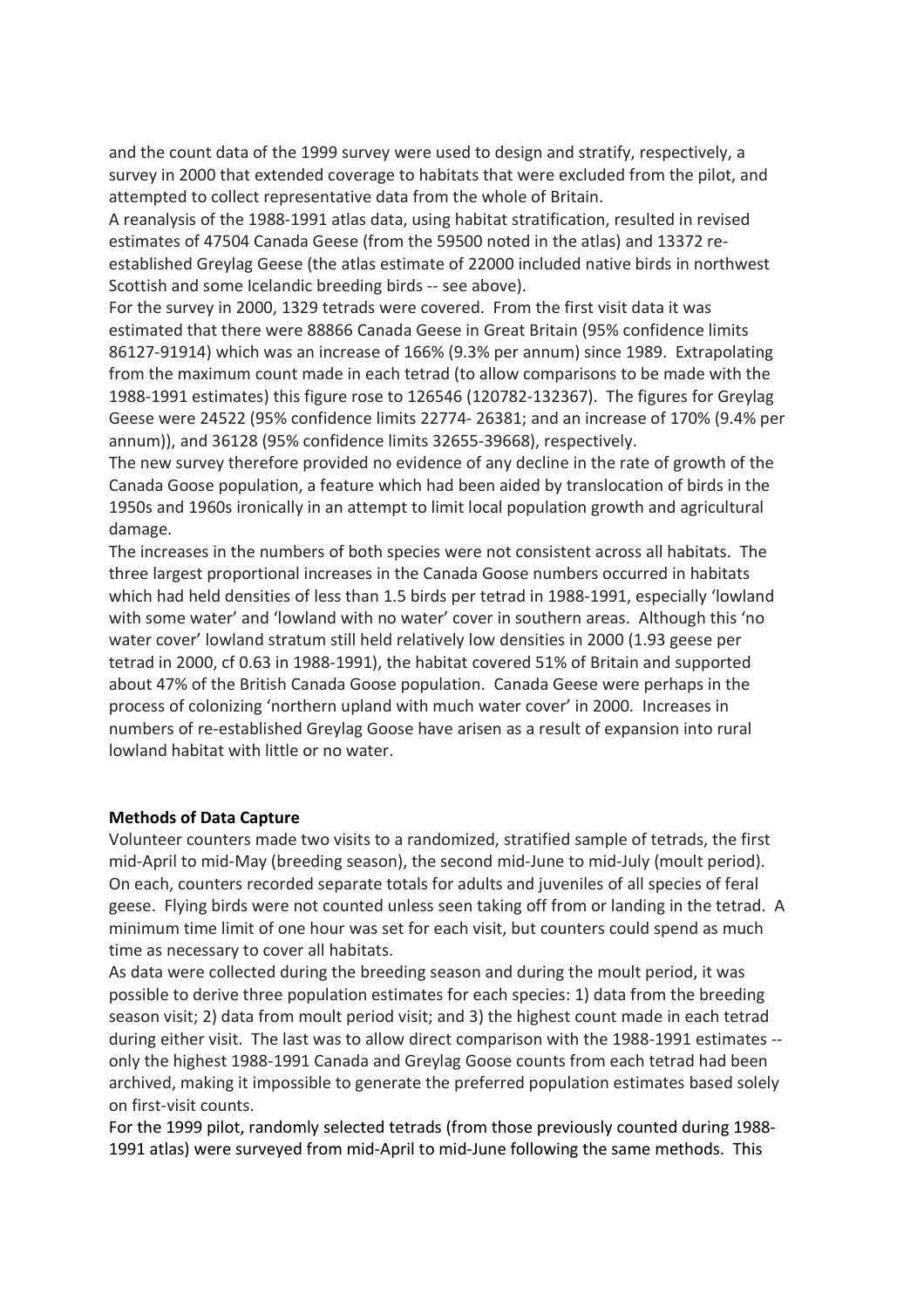and the count data of the 1999 survey were used to design and stratify, respectively, a survey in 2000 that extended coverage to habitats that were excluded from the pilot, and attempted to collect representative data from the whole of Britain.

A reanalysis of the 1988-1991 atlas data, using habitat stratification, resulted in revised estimates of 47504 Canada Geese (from the 59500 noted in the atlas) and 13372 re-established Greylag Geese (the atlas estimate of 22000 included native birds in northwest Scottish and some Icelandic breeding birds -- see above).

For the survey in 2000, 1329 tetrads were covered. From the first visit data it was estimated that there were 88866 Canada Geese in Great Britain (95% confidence limits 86127-91914) which was an increase of 166% (9.3% per annum) since 1989. Extrapolating from the maximum count made in each tetrad (to allow comparisons to be made with the 1988-1991 estimates) this figure rose to 126546 (120782-132367). The figures for Greylag Geese were 24522 (95% confidence limits 22774- 26381; and an increase of 170% (9.4% per annum)), and 36128 (95% confidence limits 32655-39668), respectively.

The new survey therefore provided no evidence of any decline in the rate of growth of the Canada Goose population, a feature which had been aided by translocation of birds in the 1950s and 1960s ironically in an attempt to limit local population growth and agricultural damage.

The increases in the numbers of both species were not consistent across all habitats. The three largest proportional increases in the Canada Goose numbers occurred in habitats which had held densities of less than 1.5 birds per tetrad in 1988-1991, especially 'lowland with some water' and 'lowland with no water' cover in southern areas. Although this 'no water cover' lowland stratum still held relatively low densities in 2000 (1.93 geese per tetrad in 2000, cf 0.63 in 1988-1991), the habitat covered 51% of Britain and supported about 47% of the British Canada Goose population. Canada Geese were perhaps in the process of colonizing 'northern upland with much water cover' in 2000. Increases in numbers of re-established Greylag Goose have arisen as a result of expansion into rural lowland habitat with little or no water.

**Methods of Data Capture**

Volunteer counters made two visits to a randomized, stratified sample of tetrads, the first mid-April to mid-May (breeding season), the second mid-June to mid-July (moult period). On each, counters recorded separate totals for adults and juveniles of all species of feral geese. Flying birds were not counted unless seen taking off from or landing in the tetrad. A minimum time limit of one hour was set for each visit, but counters could spend as much time as necessary to cover all habitats.

As data were collected during the breeding season and during the moult period, it was possible to derive three population estimates for each species: 1) data from the breeding season visit; 2) data from moult period visit; and 3) the highest count made in each tetrad during either visit. The last was to allow direct comparison with the 1988-1991 estimates -- only the highest 1988-1991 Canada and Greylag Goose counts from each tetrad had been archived, making it impossible to generate the preferred population estimates based solely on first-visit counts.

For the 1999 pilot, randomly selected tetrads (from those previously counted during 1988-1991 atlas) were surveyed from mid-April to mid-June following the same methods. This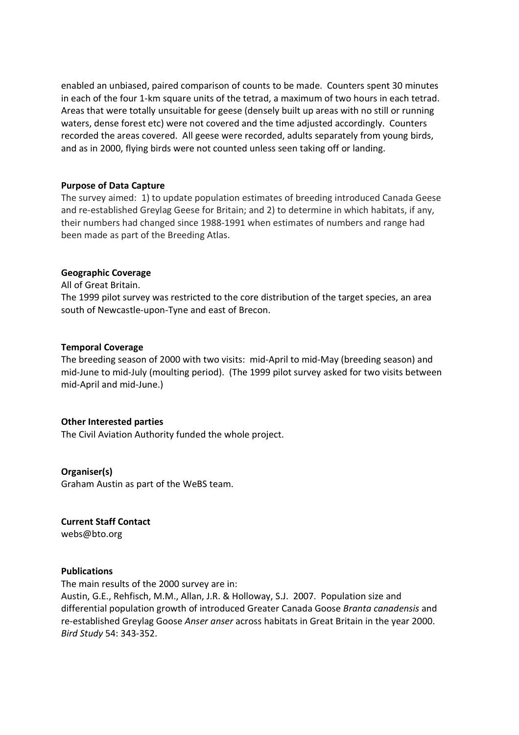enabled an unbiased, paired comparison of counts to be made. Counters spent 30 minutes in each of the four 1-km square units of the tetrad, a maximum of two hours in each tetrad. Areas that were totally unsuitable for geese (densely built up areas with no still or running waters, dense forest etc) were not covered and the time adjusted accordingly. Counters recorded the areas covered. All geese were recorded, adults separately from young birds, and as in 2000, flying birds were not counted unless seen taking off or landing.

**Purpose of Data Capture**

The survey aimed: 1) to update population estimates of breeding introduced Canada Geese and re-established Greylag Geese for Britain; and 2) to determine in which habitats, if any, their numbers had changed since 1988-1991 when estimates of numbers and range had been made as part of the Breeding Atlas.

**Geographic Coverage**

All of Great Britain.

The 1999 pilot survey was restricted to the core distribution of the target species, an area south of Newcastle-upon-Tyne and east of Brecon.

**Temporal Coverage**

The breeding season of 2000 with two visits: mid-April to mid-May (breeding season) and mid-June to mid-July (moulting period). (The 1999 pilot survey asked for two visits between mid-April and mid-June.)

**Other Interested parties**

The Civil Aviation Authority funded the whole project.

**Organiser(s)**

Graham Austin as part of the WeBS team.

**Current Staff Contact**

webs@bto.org

**Publications**

The main results of the 2000 survey are in:

Austin, G.E., Rehfisch, M.M., Allan, J.R. & Holloway, S.J. 2007. Population size and differential population growth of introduced Greater Canada Goose *Branta canadensis* and re-established Greylag Goose *Anser anser* across habitats in Great Britain in the year 2000. *Bird Study* 54: 343-352.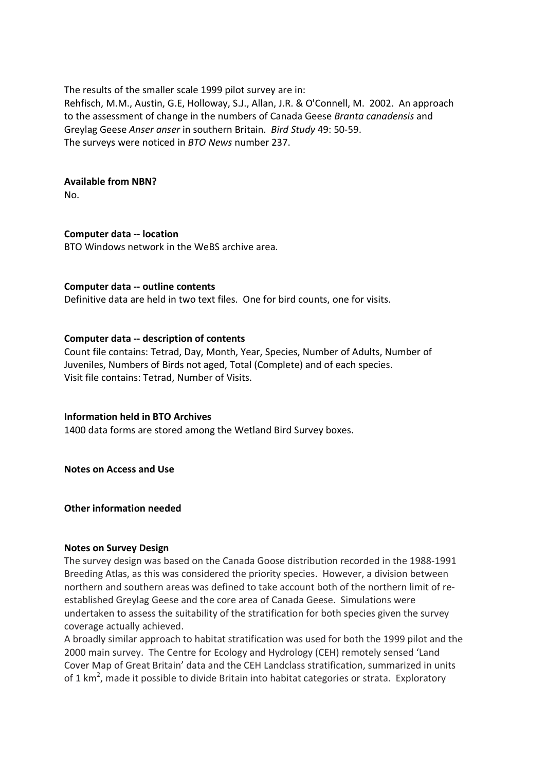The results of the smaller scale 1999 pilot survey are in:
Rehfisch, M.M., Austin, G.E, Holloway, S.J., Allan, J.R. & O'Connell, M. 2002. An approach to the assessment of change in the numbers of Canada Geese *Branta canadensis* and Greylag Geese *Anser anser* in southern Britain. *Bird Study* 49: 50-59.
The surveys were noticed in *BTO News* number 237.

**Available from NBN?**
No.

**Computer data -- location**
BTO Windows network in the WeBS archive area.

**Computer data -- outline contents**
Definitive data are held in two text files. One for bird counts, one for visits.

**Computer data -- description of contents**
Count file contains: Tetrad, Day, Month, Year, Species, Number of Adults, Number of Juveniles, Numbers of Birds not aged, Total (Complete) and of each species.
Visit file contains: Tetrad, Number of Visits.

**Information held in BTO Archives**
1400 data forms are stored among the Wetland Bird Survey boxes.

**Notes on Access and Use**

**Other information needed**

**Notes on Survey Design**
The survey design was based on the Canada Goose distribution recorded in the 1988-1991 Breeding Atlas, as this was considered the priority species. However, a division between northern and southern areas was defined to take account both of the northern limit of re-established Greylag Geese and the core area of Canada Geese. Simulations were undertaken to assess the suitability of the stratification for both species given the survey coverage actually achieved.
A broadly similar approach to habitat stratification was used for both the 1999 pilot and the 2000 main survey. The Centre for Ecology and Hydrology (CEH) remotely sensed 'Land Cover Map of Great Britain' data and the CEH Landclass stratification, summarized in units of 1 km$^2$, made it possible to divide Britain into habitat categories or strata. Exploratory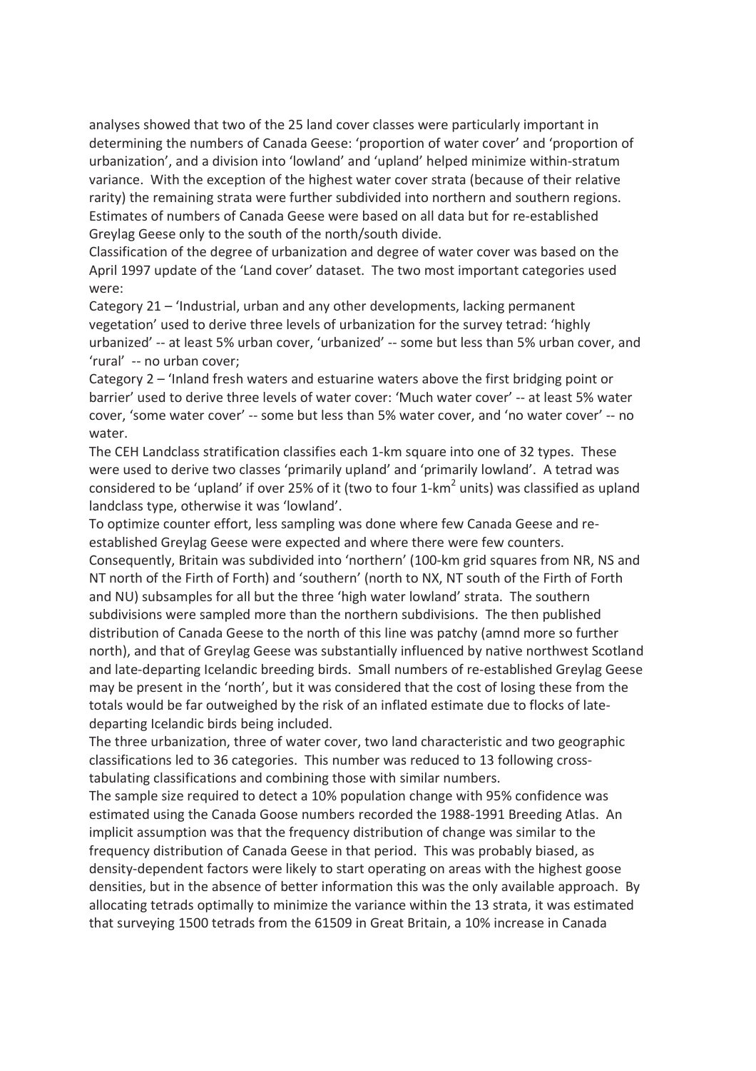analyses showed that two of the 25 land cover classes were particularly important in determining the numbers of Canada Geese: 'proportion of water cover' and 'proportion of urbanization', and a division into 'lowland' and 'upland' helped minimize within-stratum variance. With the exception of the highest water cover strata (because of their relative rarity) the remaining strata were further subdivided into northern and southern regions. Estimates of numbers of Canada Geese were based on all data but for re-established Greylag Geese only to the south of the north/south divide.

Classification of the degree of urbanization and degree of water cover was based on the April 1997 update of the 'Land cover' dataset. The two most important categories used were:

Category 21 – 'Industrial, urban and any other developments, lacking permanent vegetation' used to derive three levels of urbanization for the survey tetrad: 'highly urbanized' -- at least 5% urban cover, 'urbanized' -- some but less than 5% urban cover, and 'rural' -- no urban cover;

Category 2 – 'Inland fresh waters and estuarine waters above the first bridging point or barrier' used to derive three levels of water cover: 'Much water cover' -- at least 5% water cover, 'some water cover' -- some but less than 5% water cover, and 'no water cover' -- no water.

The CEH Landclass stratification classifies each 1-km square into one of 32 types. These were used to derive two classes 'primarily upland' and 'primarily lowland'. A tetrad was considered to be 'upland' if over 25% of it (two to four 1-km$^2$ units) was classified as upland landclass type, otherwise it was 'lowland'.

To optimize counter effort, less sampling was done where few Canada Geese and re-established Greylag Geese were expected and where there were few counters. Consequently, Britain was subdivided into 'northern' (100-km grid squares from NR, NS and NT north of the Firth of Forth) and 'southern' (north to NX, NT south of the Firth of Forth and NU) subsamples for all but the three 'high water lowland' strata. The southern subdivisions were sampled more than the northern subdivisions. The then published distribution of Canada Geese to the north of this line was patchy (amnd more so further north), and that of Greylag Geese was substantially influenced by native northwest Scotland and late-departing Icelandic breeding birds. Small numbers of re-established Greylag Geese may be present in the 'north', but it was considered that the cost of losing these from the totals would be far outweighed by the risk of an inflated estimate due to flocks of late-departing Icelandic birds being included.

The three urbanization, three of water cover, two land characteristic and two geographic classifications led to 36 categories. This number was reduced to 13 following cross-tabulating classifications and combining those with similar numbers.

The sample size required to detect a 10% population change with 95% confidence was estimated using the Canada Goose numbers recorded the 1988-1991 Breeding Atlas. An implicit assumption was that the frequency distribution of change was similar to the frequency distribution of Canada Geese in that period. This was probably biased, as density-dependent factors were likely to start operating on areas with the highest goose densities, but in the absence of better information this was the only available approach. By allocating tetrads optimally to minimize the variance within the 13 strata, it was estimated that surveying 1500 tetrads from the 61509 in Great Britain, a 10% increase in Canada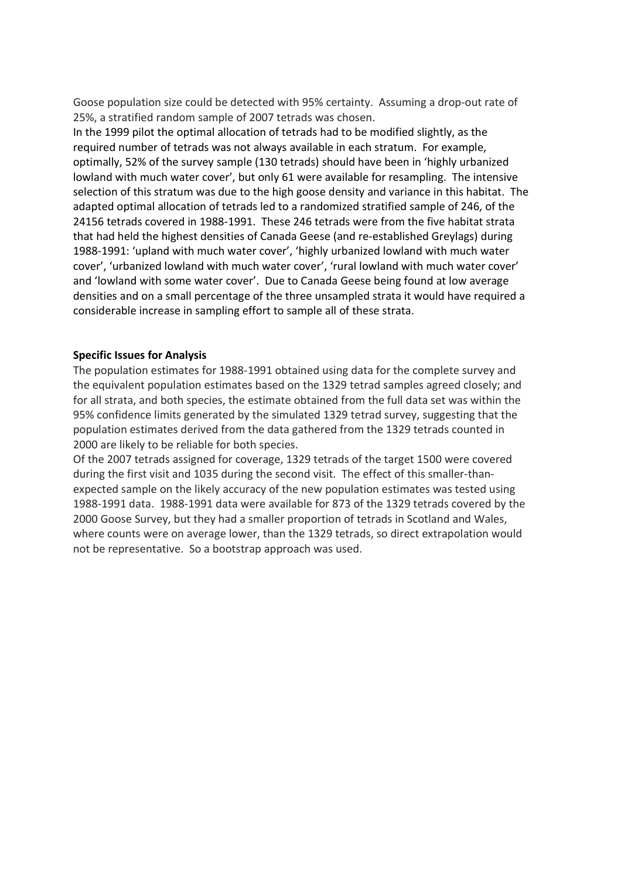Goose population size could be detected with 95% certainty. Assuming a drop-out rate of 25%, a stratified random sample of 2007 tetrads was chosen.

In the 1999 pilot the optimal allocation of tetrads had to be modified slightly, as the required number of tetrads was not always available in each stratum. For example, optimally, 52% of the survey sample (130 tetrads) should have been in 'highly urbanized lowland with much water cover', but only 61 were available for resampling. The intensive selection of this stratum was due to the high goose density and variance in this habitat. The adapted optimal allocation of tetrads led to a randomized stratified sample of 246, of the 24156 tetrads covered in 1988-1991. These 246 tetrads were from the five habitat strata that had held the highest densities of Canada Geese (and re-established Greylags) during 1988-1991: 'upland with much water cover', 'highly urbanized lowland with much water cover', 'urbanized lowland with much water cover', 'rural lowland with much water cover' and 'lowland with some water cover'. Due to Canada Geese being found at low average densities and on a small percentage of the three unsampled strata it would have required a considerable increase in sampling effort to sample all of these strata.

**Specific Issues for Analysis**

The population estimates for 1988-1991 obtained using data for the complete survey and the equivalent population estimates based on the 1329 tetrad samples agreed closely; and for all strata, and both species, the estimate obtained from the full data set was within the 95% confidence limits generated by the simulated 1329 tetrad survey, suggesting that the population estimates derived from the data gathered from the 1329 tetrads counted in 2000 are likely to be reliable for both species.

Of the 2007 tetrads assigned for coverage, 1329 tetrads of the target 1500 were covered during the first visit and 1035 during the second visit. The effect of this smaller-than-expected sample on the likely accuracy of the new population estimates was tested using 1988-1991 data. 1988-1991 data were available for 873 of the 1329 tetrads covered by the 2000 Goose Survey, but they had a smaller proportion of tetrads in Scotland and Wales, where counts were on average lower, than the 1329 tetrads, so direct extrapolation would not be representative. So a bootstrap approach was used.